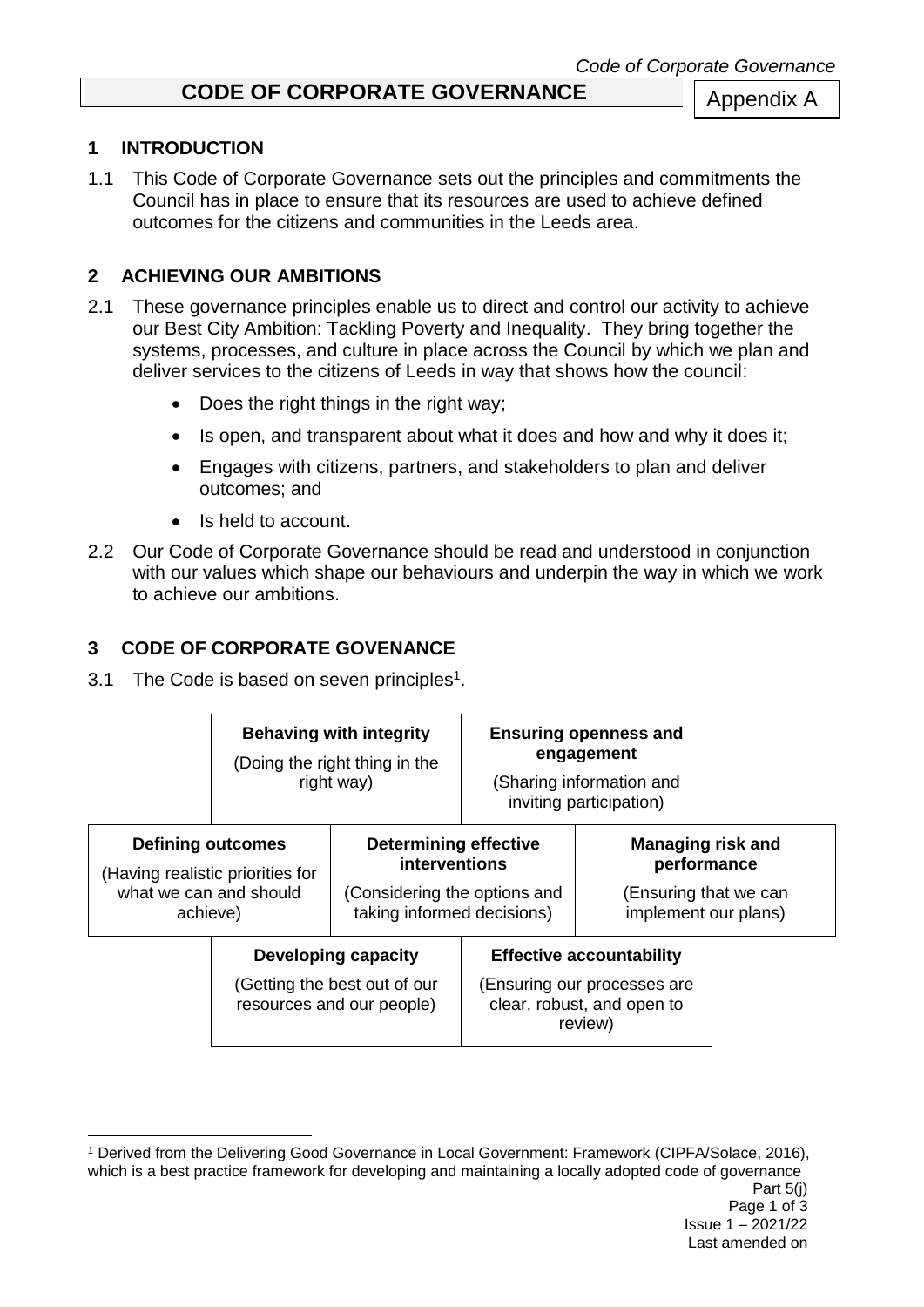# CODE OF CORPORATE GOVERNANCE

Appendix A

## 1 INTRODUCTION

1.1 This Code of Corporate Governance sets out the principles and commitments the Council has in place to ensure that its resources are used to achieve defined outcomes for the citizens and communities in the Leeds area.

## 2 ACHIEVING OUR AMBITIONS

2.1 These governance principles enable us to direct and control our activity to achieve our Best City Ambition: Tackling Poverty and Inequality. They bring together the systems, processes, and culture in place across the Council by which we plan and deliver services to the citizens of Leeds in way that shows how the council:

- Does the right things in the right way;
- Is open, and transparent about what it does and how and why it does it;
- Engages with citizens, partners, and stakeholders to plan and deliver outcomes; and
- Is held to account.

2.2 Our Code of Corporate Governance should be read and understood in conjunction with our values which shape our behaviours and underpin the way in which we work to achieve our ambitions.

## 3 CODE OF CORPORATE GOVENANCE

3.1 The Code is based on seven principles[1].

| Principle | Description |
| --- | --- |
| **Behaving with integrity** | (Doing the right thing in the right way) |
| **Ensuring openness and engagement** | (Sharing information and inviting participation) |
| **Defining outcomes** | (Having realistic priorities for what we can and should achieve) |
| **Determining effective interventions** | (Considering the options and taking informed decisions) |
| **Managing risk and performance** | (Ensuring that we can implement our plans) |
| **Developing capacity** | (Getting the best out of our resources and our people) |
| **Effective accountability** | (Ensuring our processes are clear, robust, and open to review) |

[1] Derived from the Delivering Good Governance in Local Government: Framework (CIPFA/Solace, 2016), which is a best practice framework for developing and maintaining a locally adopted code of governance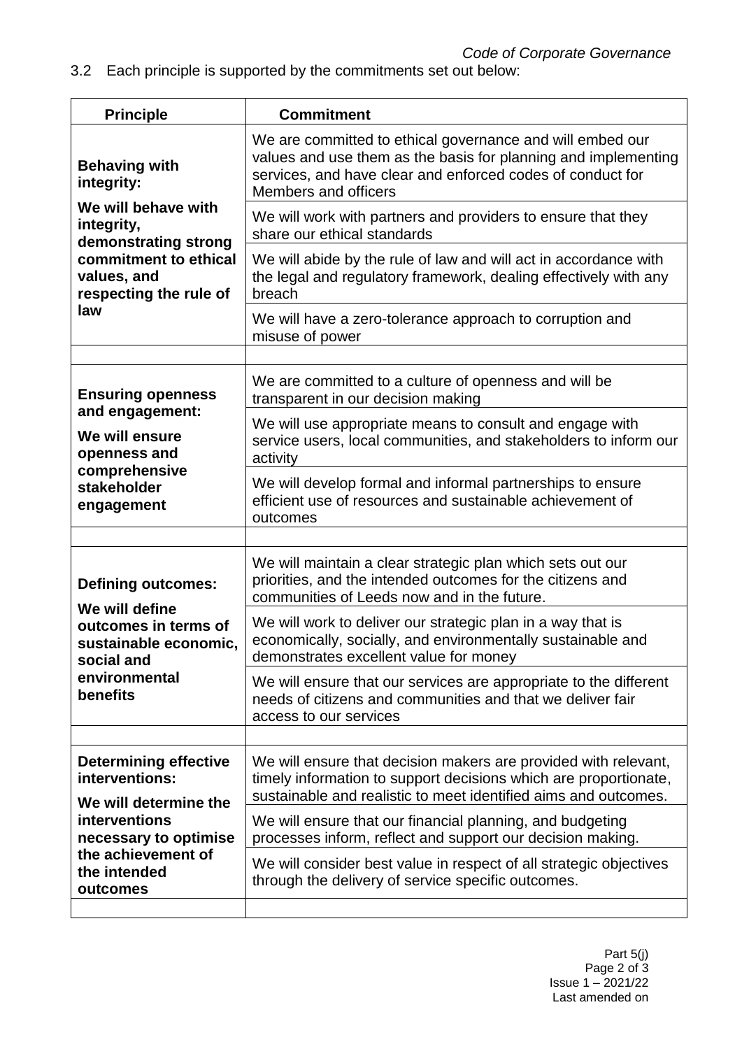3.2 Each principle is supported by the commitments set out below:

| Principle | Commitment |
| --- | --- |
| **Behaving with integrity:** **We will behave with integrity, demonstrating strong commitment to ethical values, and respecting the rule of law** | We are committed to ethical governance and will embed our values and use them as the basis for planning and implementing services, and have clear and enforced codes of conduct for Members and officers |
| | We will work with partners and providers to ensure that they share our ethical standards |
| | We will abide by the rule of law and will act in accordance with the legal and regulatory framework, dealing effectively with any breach |
| | We will have a zero-tolerance approach to corruption and misuse of power |
| | |
| **Ensuring openness and engagement:** **We will ensure openness and comprehensive stakeholder engagement** | We are committed to a culture of openness and will be transparent in our decision making |
| | We will use appropriate means to consult and engage with service users, local communities, and stakeholders to inform our activity |
| | We will develop formal and informal partnerships to ensure efficient use of resources and sustainable achievement of outcomes |
| | |
| **Defining outcomes:** **We will define outcomes in terms of sustainable economic, social and environmental benefits** | We will maintain a clear strategic plan which sets out our priorities, and the intended outcomes for the citizens and communities of Leeds now and in the future. |
| | We will work to deliver our strategic plan in a way that is economically, socially, and environmentally sustainable and demonstrates excellent value for money |
| | We will ensure that our services are appropriate to the different needs of citizens and communities and that we deliver fair access to our services |
| | |
| **Determining effective interventions:** **We will determine the interventions necessary to optimise the achievement of the intended outcomes** | We will ensure that decision makers are provided with relevant, timely information to support decisions which are proportionate, sustainable and realistic to meet identified aims and outcomes. |
| | We will ensure that our financial planning, and budgeting processes inform, reflect and support our decision making. |
| | We will consider best value in respect of all strategic objectives through the delivery of service specific outcomes. |
| | |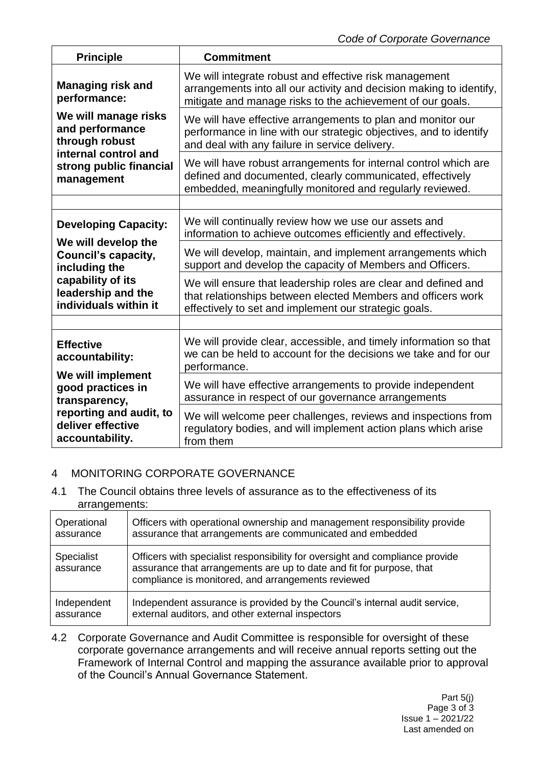| Principle | Commitment |
|---|---|
| **Managing risk and performance:** **We will manage risks and performance through robust internal control and strong public financial management** | We will integrate robust and effective risk management arrangements into all our activity and decision making to identify, mitigate and manage risks to the achievement of our goals. |
| | We will have effective arrangements to plan and monitor our performance in line with our strategic objectives, and to identify and deal with any failure in service delivery. |
| | We will have robust arrangements for internal control which are defined and documented, clearly communicated, effectively embedded, meaningfully monitored and regularly reviewed. |
| | |
| **Developing Capacity:** **We will develop the Council's capacity, including the capability of its leadership and the individuals within it** | We will continually review how we use our assets and information to achieve outcomes efficiently and effectively. |
| | We will develop, maintain, and implement arrangements which support and develop the capacity of Members and Officers. |
| | We will ensure that leadership roles are clear and defined and that relationships between elected Members and officers work effectively to set and implement our strategic goals. |
| | |
| **Effective accountability:** **We will implement good practices in transparency, reporting and audit, to deliver effective accountability.** | We will provide clear, accessible, and timely information so that we can be held to account for the decisions we take and for our performance. |
| | We will have effective arrangements to provide independent assurance in respect of our governance arrangements |
| | We will welcome peer challenges, reviews and inspections from regulatory bodies, and will implement action plans which arise from them |

## 4 MONITORING CORPORATE GOVERNANCE

4.1 The Council obtains three levels of assurance as to the effectiveness of its arrangements:

| | |
|---|---|
| Operational assurance | Officers with operational ownership and management responsibility provide assurance that arrangements are communicated and embedded |
| Specialist assurance | Officers with specialist responsibility for oversight and compliance provide assurance that arrangements are up to date and fit for purpose, that compliance is monitored, and arrangements reviewed |
| Independent assurance | Independent assurance is provided by the Council's internal audit service, external auditors, and other external inspectors |

4.2 Corporate Governance and Audit Committee is responsible for oversight of these corporate governance arrangements and will receive annual reports setting out the Framework of Internal Control and mapping the assurance available prior to approval of the Council's Annual Governance Statement.